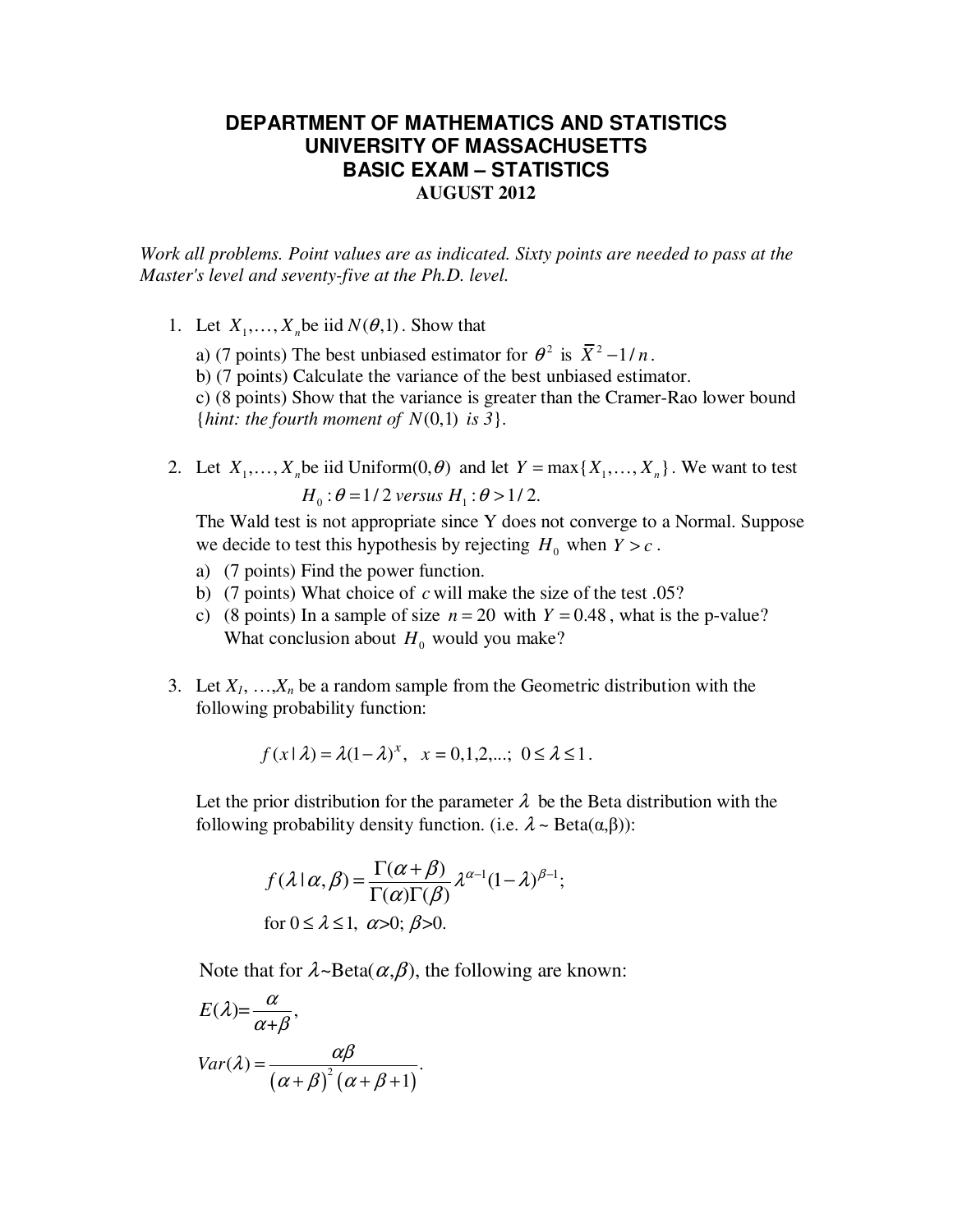# DEPARTMENT OF MATHEMATICS AND STATISTICS
# UNIVERSITY OF MASSACHUSETTS
# BASIC EXAM – STATISTICS
## AUGUST 2012

*Work all problems. Point values are as indicated. Sixty points are needed to pass at the Master's level and seventy-five at the Ph.D. level.*

1. Let $X_1, \ldots, X_n$ be iid $N(\theta, 1)$. Show that

   a) (7 points) The best unbiased estimator for $\theta^2$ is $\bar{X}^2 - 1/n$.

   b) (7 points) Calculate the variance of the best unbiased estimator.

   c) (8 points) Show that the variance is greater than the Cramer-Rao lower bound {*hint: the fourth moment of* $N(0,1)$ *is 3*}.

2. Let $X_1, \ldots, X_n$ be iid Uniform$(0, \theta)$ and let $Y = \max\{X_1, \ldots, X_n\}$. We want to test

   $$H_0 : \theta = 1/2 \text{ versus } H_1 : \theta > 1/2.$$

   The Wald test is not appropriate since Y does not converge to a Normal. Suppose we decide to test this hypothesis by rejecting $H_0$ when $Y > c$.

   a) (7 points) Find the power function.

   b) (7 points) What choice of $c$ will make the size of the test .05?

   c) (8 points) In a sample of size $n = 20$ with $Y = 0.48$, what is the p-value? What conclusion about $H_0$ would you make?

3. Let $X_1, \ldots, X_n$ be a random sample from the Geometric distribution with the following probability function:

   $$f(x \mid \lambda) = \lambda(1-\lambda)^x, \quad x = 0,1,2,\ldots; \; 0 \le \lambda \le 1.$$

   Let the prior distribution for the parameter $\lambda$ be the Beta distribution with the following probability density function. (i.e. $\lambda \sim$ Beta$(\alpha, \beta)$):

   $$f(\lambda \mid \alpha, \beta) = \frac{\Gamma(\alpha+\beta)}{\Gamma(\alpha)\Gamma(\beta)} \lambda^{\alpha-1}(1-\lambda)^{\beta-1};$$

   for $0 \le \lambda \le 1$, $\alpha > 0$; $\beta > 0$.

   Note that for $\lambda \sim$ Beta$(\alpha, \beta)$, the following are known:

   $$E(\lambda) = \frac{\alpha}{\alpha+\beta},$$

   $$Var(\lambda) = \frac{\alpha\beta}{(\alpha+\beta)^2(\alpha+\beta+1)}.$$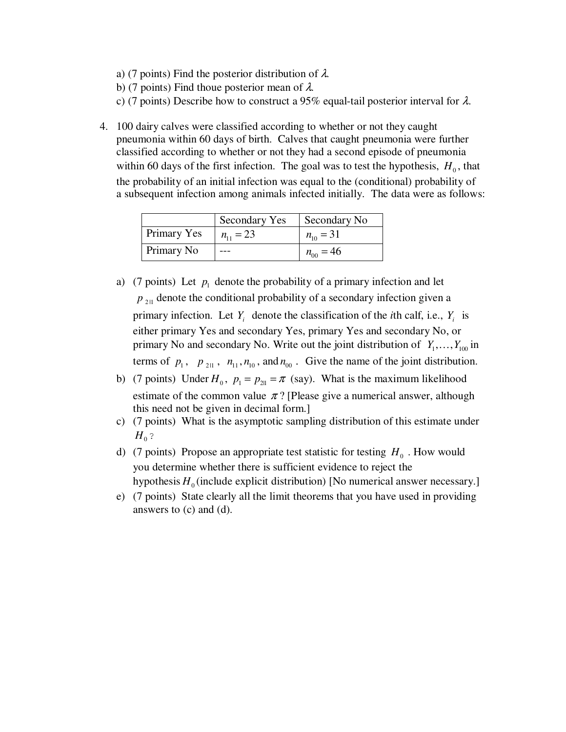a) (7 points) Find the posterior distribution of $\lambda$.
b) (7 points) Find thoue posterior mean of $\lambda$.
c) (7 points) Describe how to construct a 95% equal-tail posterior interval for $\lambda$.

4. 100 dairy calves were classified according to whether or not they caught pneumonia within 60 days of birth. Calves that caught pneumonia were further classified according to whether or not they had a second episode of pneumonia within 60 days of the first infection. The goal was to test the hypothesis, $H_0$, that the probability of an initial infection was equal to the (conditional) probability of a subsequent infection among animals infected initially. The data were as follows:

| | Secondary Yes | Secondary No |
|---|---|---|
| Primary Yes | $n_{11} = 23$ | $n_{10} = 31$ |
| Primary No | --- | $n_{00} = 46$ |

a) (7 points) Let $p_1$ denote the probability of a primary infection and let $p_{2|1}$ denote the conditional probability of a secondary infection given a primary infection. Let $Y_i$ denote the classification of the *i*th calf, i.e., $Y_i$ is either primary Yes and secondary Yes, primary Yes and secondary No, or primary No and secondary No. Write out the joint distribution of $Y_1, \ldots, Y_{100}$ in terms of $p_1$, $p_{2|1}$, $n_{11}, n_{10}$, and $n_{00}$. Give the name of the joint distribution.

b) (7 points) Under $H_0$, $p_1 = p_{2|1} = \pi$ (say). What is the maximum likelihood estimate of the common value $\pi$? [Please give a numerical answer, although this need not be given in decimal form.]

c) (7 points) What is the asymptotic sampling distribution of this estimate under $H_0$?

d) (7 points) Propose an appropriate test statistic for testing $H_0$. How would you determine whether there is sufficient evidence to reject the hypothesis $H_0$ (include explicit distribution) [No numerical answer necessary.]

e) (7 points) State clearly all the limit theorems that you have used in providing answers to (c) and (d).